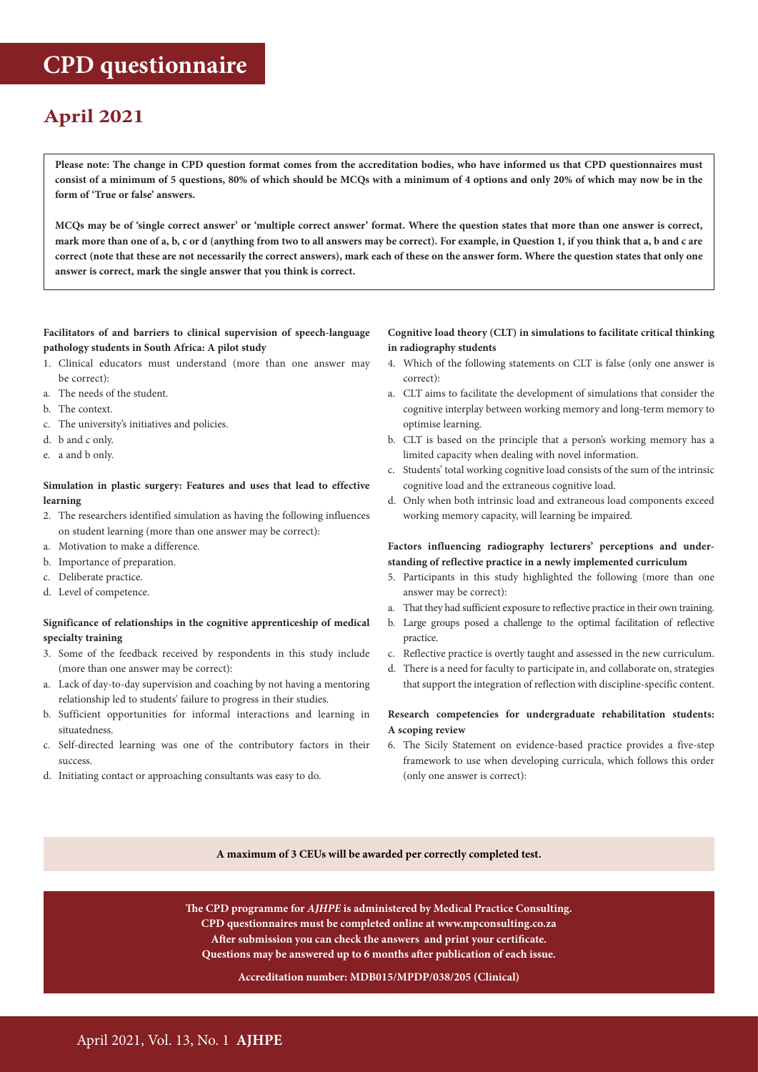# CPD questionnaire

## April 2021

**Please note: The change in CPD question format comes from the accreditation bodies, who have informed us that CPD questionnaires must consist of a minimum of 5 questions, 80% of which should be MCQs with a minimum of 4 options and only 20% of which may now be in the form of 'True or false' answers.**

**MCQs may be of 'single correct answer' or 'multiple correct answer' format. Where the question states that more than one answer is correct, mark more than one of a, b, c or d (anything from two to all answers may be correct). For example, in Question 1, if you think that a, b and c are correct (note that these are not necessarily the correct answers), mark each of these on the answer form. Where the question states that only one answer is correct, mark the single answer that you think is correct.**

**Facilitators of and barriers to clinical supervision of speech-language pathology students in South Africa: A pilot study**

1. Clinical educators must understand (more than one answer may be correct):

a. The needs of the student.
b. The context.
c. The university's initiatives and policies.
d. b and c only.
e. a and b only.

**Simulation in plastic surgery: Features and uses that lead to effective learning**

2. The researchers identified simulation as having the following influences on student learning (more than one answer may be correct):

a. Motivation to make a difference.
b. Importance of preparation.
c. Deliberate practice.
d. Level of competence.

**Significance of relationships in the cognitive apprenticeship of medical specialty training**

3. Some of the feedback received by respondents in this study include (more than one answer may be correct):

a. Lack of day-to-day supervision and coaching by not having a mentoring relationship led to students' failure to progress in their studies.
b. Sufficient opportunities for informal interactions and learning in situatedness.
c. Self-directed learning was one of the contributory factors in their success.
d. Initiating contact or approaching consultants was easy to do.

**Cognitive load theory (CLT) in simulations to facilitate critical thinking in radiography students**

4. Which of the following statements on CLT is false (only one answer is correct):

a. CLT aims to facilitate the development of simulations that consider the cognitive interplay between working memory and long-term memory to optimise learning.
b. CLT is based on the principle that a person's working memory has a limited capacity when dealing with novel information.
c. Students' total working cognitive load consists of the sum of the intrinsic cognitive load and the extraneous cognitive load.
d. Only when both intrinsic load and extraneous load components exceed working memory capacity, will learning be impaired.

**Factors influencing radiography lecturers' perceptions and understanding of reflective practice in a newly implemented curriculum**

5. Participants in this study highlighted the following (more than one answer may be correct):

a. That they had sufficient exposure to reflective practice in their own training.
b. Large groups posed a challenge to the optimal facilitation of reflective practice.
c. Reflective practice is overtly taught and assessed in the new curriculum.
d. There is a need for faculty to participate in, and collaborate on, strategies that support the integration of reflection with discipline-specific content.

**Research competencies for undergraduate rehabilitation students: A scoping review**

6. The Sicily Statement on evidence-based practice provides a five-step framework to use when developing curricula, which follows this order (only one answer is correct):

**A maximum of 3 CEUs will be awarded per correctly completed test.**

**The CPD programme for *AJHPE* is administered by Medical Practice Consulting.**
**CPD questionnaires must be completed online at www.mpconsulting.co.za**
**After submission you can check the answers and print your certificate.**
**Questions may be answered up to 6 months after publication of each issue.**

**Accreditation number: MDB015/MPDP/038/205 (Clinical)**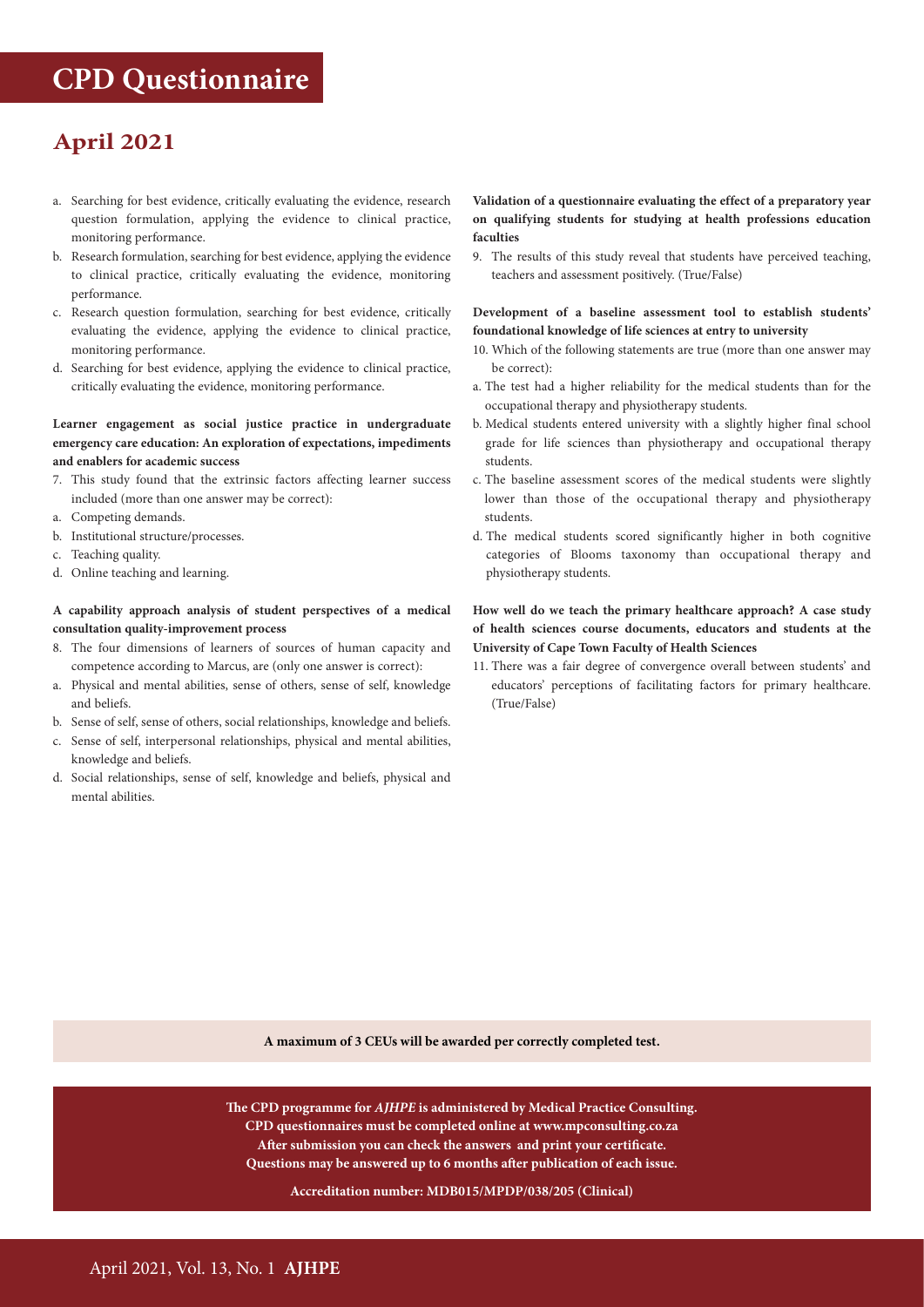# CPD Questionnaire

## April 2021

a. Searching for best evidence, critically evaluating the evidence, research question formulation, applying the evidence to clinical practice, monitoring performance.

b. Research formulation, searching for best evidence, applying the evidence to clinical practice, critically evaluating the evidence, monitoring performance.

c. Research question formulation, searching for best evidence, critically evaluating the evidence, applying the evidence to clinical practice, monitoring performance.

d. Searching for best evidence, applying the evidence to clinical practice, critically evaluating the evidence, monitoring performance.

**Learner engagement as social justice practice in undergraduate emergency care education: An exploration of expectations, impediments and enablers for academic success**

7. This study found that the extrinsic factors affecting learner success included (more than one answer may be correct):

a. Competing demands.

b. Institutional structure/processes.

c. Teaching quality.

d. Online teaching and learning.

**A capability approach analysis of student perspectives of a medical consultation quality-improvement process**

8. The four dimensions of learners of sources of human capacity and competence according to Marcus, are (only one answer is correct):

a. Physical and mental abilities, sense of others, sense of self, knowledge and beliefs.

b. Sense of self, sense of others, social relationships, knowledge and beliefs.

c. Sense of self, interpersonal relationships, physical and mental abilities, knowledge and beliefs.

d. Social relationships, sense of self, knowledge and beliefs, physical and mental abilities.

**Validation of a questionnaire evaluating the effect of a preparatory year on qualifying students for studying at health professions education faculties**

9. The results of this study reveal that students have perceived teaching, teachers and assessment positively. (True/False)

**Development of a baseline assessment tool to establish students' foundational knowledge of life sciences at entry to university**

10. Which of the following statements are true (more than one answer may be correct):

a. The test had a higher reliability for the medical students than for the occupational therapy and physiotherapy students.

b. Medical students entered university with a slightly higher final school grade for life sciences than physiotherapy and occupational therapy students.

c. The baseline assessment scores of the medical students were slightly lower than those of the occupational therapy and physiotherapy students.

d. The medical students scored significantly higher in both cognitive categories of Blooms taxonomy than occupational therapy and physiotherapy students.

**How well do we teach the primary healthcare approach? A case study of health sciences course documents, educators and students at the University of Cape Town Faculty of Health Sciences**

11. There was a fair degree of convergence overall between students' and educators' perceptions of facilitating factors for primary healthcare. (True/False)

**A maximum of 3 CEUs will be awarded per correctly completed test.**

**The CPD programme for *AJHPE* is administered by Medical Practice Consulting.**
**CPD questionnaires must be completed online at www.mpconsulting.co.za**
**After submission you can check the answers and print your certificate.**
**Questions may be answered up to 6 months after publication of each issue.**

**Accreditation number: MDB015/MPDP/038/205 (Clinical)**